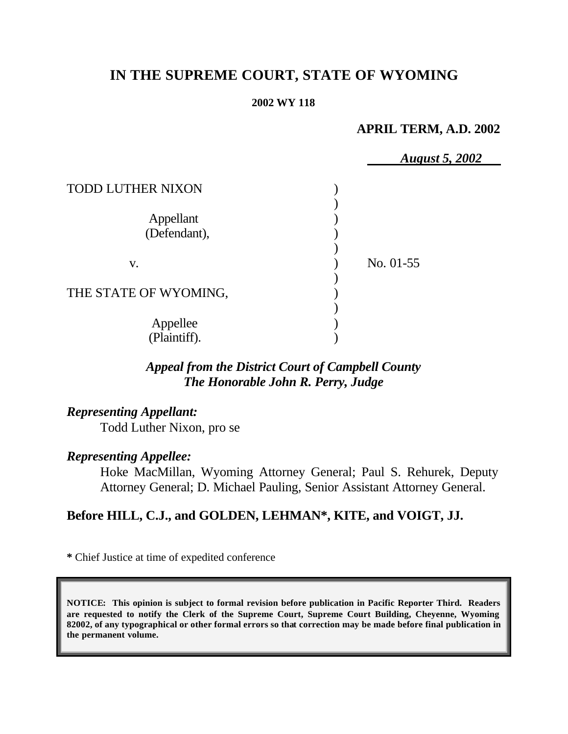# IN THE SUPREME COURT, STATE OF WYOMING

**2002 WY 118**

**APRIL TERM, A.D. 2002**

***August 5, 2002***

| | | |
|---|---|---|
| TODD LUTHER NIXON | ) | |
| | ) | |
| Appellant | ) | |
| (Defendant), | ) | |
| | ) | |
| v. | ) | No. 01-55 |
| | ) | |
| THE STATE OF WYOMING, | ) | |
| | ) | |
| Appellee | ) | |
| (Plaintiff). | ) | |

***Appeal from the District Court of Campbell County***
***The Honorable John R. Perry, Judge***

***Representing Appellant:***
Todd Luther Nixon, pro se

***Representing Appellee:***
Hoke MacMillan, Wyoming Attorney General; Paul S. Rehurek, Deputy Attorney General; D. Michael Pauling, Senior Assistant Attorney General.

**Before HILL, C.J., and GOLDEN, LEHMAN\*, KITE, and VOIGT, JJ.**

**\*** Chief Justice at time of expedited conference

**NOTICE: This opinion is subject to formal revision before publication in Pacific Reporter Third. Readers are requested to notify the Clerk of the Supreme Court, Supreme Court Building, Cheyenne, Wyoming 82002, of any typographical or other formal errors so that correction may be made before final publication in the permanent volume.**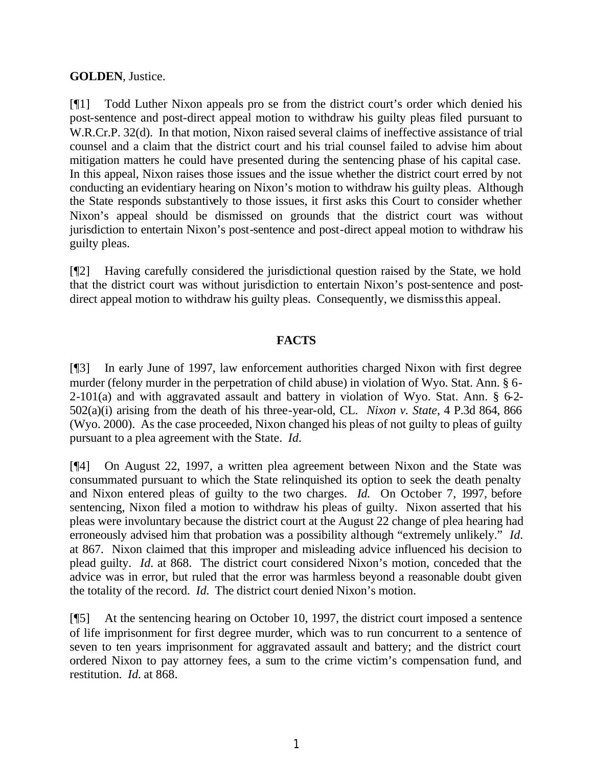**GOLDEN**, Justice.

[¶1] Todd Luther Nixon appeals pro se from the district court's order which denied his post-sentence and post-direct appeal motion to withdraw his guilty pleas filed pursuant to W.R.Cr.P. 32(d). In that motion, Nixon raised several claims of ineffective assistance of trial counsel and a claim that the district court and his trial counsel failed to advise him about mitigation matters he could have presented during the sentencing phase of his capital case. In this appeal, Nixon raises those issues and the issue whether the district court erred by not conducting an evidentiary hearing on Nixon's motion to withdraw his guilty pleas. Although the State responds substantively to those issues, it first asks this Court to consider whether Nixon's appeal should be dismissed on grounds that the district court was without jurisdiction to entertain Nixon's post-sentence and post-direct appeal motion to withdraw his guilty pleas.

[¶2] Having carefully considered the jurisdictional question raised by the State, we hold that the district court was without jurisdiction to entertain Nixon's post-sentence and post-direct appeal motion to withdraw his guilty pleas. Consequently, we dismiss this appeal.

## FACTS

[¶3] In early June of 1997, law enforcement authorities charged Nixon with first degree murder (felony murder in the perpetration of child abuse) in violation of Wyo. Stat. Ann. § 6-2-101(a) and with aggravated assault and battery in violation of Wyo. Stat. Ann. § 6-2-502(a)(i) arising from the death of his three-year-old, CL. *Nixon v. State*, 4 P.3d 864, 866 (Wyo. 2000). As the case proceeded, Nixon changed his pleas of not guilty to pleas of guilty pursuant to a plea agreement with the State. *Id.*

[¶4] On August 22, 1997, a written plea agreement between Nixon and the State was consummated pursuant to which the State relinquished its option to seek the death penalty and Nixon entered pleas of guilty to the two charges. *Id.* On October 7, 1997, before sentencing, Nixon filed a motion to withdraw his pleas of guilty. Nixon asserted that his pleas were involuntary because the district court at the August 22 change of plea hearing had erroneously advised him that probation was a possibility although "extremely unlikely." *Id.* at 867. Nixon claimed that this improper and misleading advice influenced his decision to plead guilty. *Id.* at 868. The district court considered Nixon's motion, conceded that the advice was in error, but ruled that the error was harmless beyond a reasonable doubt given the totality of the record. *Id.* The district court denied Nixon's motion.

[¶5] At the sentencing hearing on October 10, 1997, the district court imposed a sentence of life imprisonment for first degree murder, which was to run concurrent to a sentence of seven to ten years imprisonment for aggravated assault and battery; and the district court ordered Nixon to pay attorney fees, a sum to the crime victim's compensation fund, and restitution. *Id.* at 868.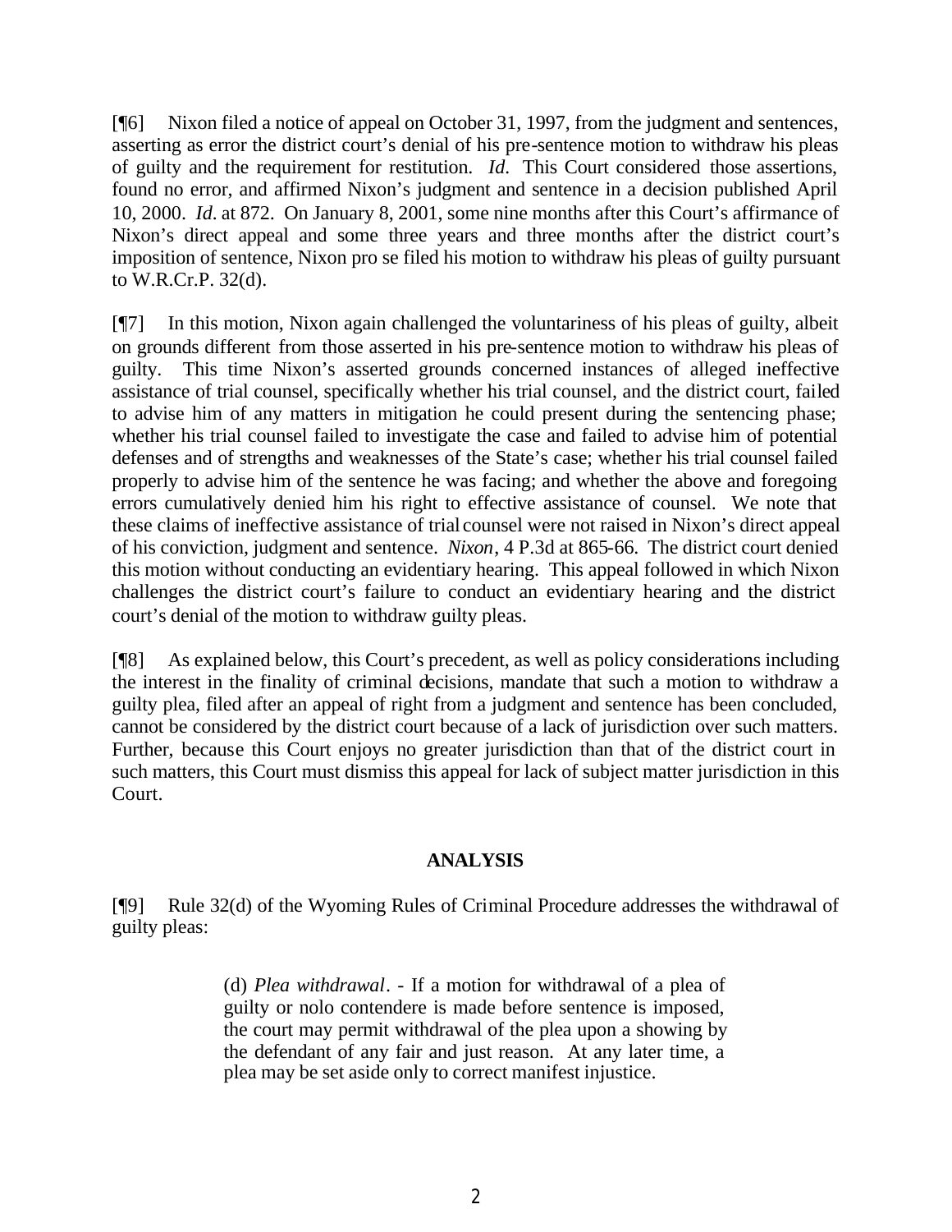[¶6] Nixon filed a notice of appeal on October 31, 1997, from the judgment and sentences, asserting as error the district court's denial of his pre-sentence motion to withdraw his pleas of guilty and the requirement for restitution. *Id.* This Court considered those assertions, found no error, and affirmed Nixon's judgment and sentence in a decision published April 10, 2000. *Id.* at 872. On January 8, 2001, some nine months after this Court's affirmance of Nixon's direct appeal and some three years and three months after the district court's imposition of sentence, Nixon pro se filed his motion to withdraw his pleas of guilty pursuant to W.R.Cr.P. 32(d).

[¶7] In this motion, Nixon again challenged the voluntariness of his pleas of guilty, albeit on grounds different from those asserted in his pre-sentence motion to withdraw his pleas of guilty. This time Nixon's asserted grounds concerned instances of alleged ineffective assistance of trial counsel, specifically whether his trial counsel, and the district court, failed to advise him of any matters in mitigation he could present during the sentencing phase; whether his trial counsel failed to investigate the case and failed to advise him of potential defenses and of strengths and weaknesses of the State's case; whether his trial counsel failed properly to advise him of the sentence he was facing; and whether the above and foregoing errors cumulatively denied him his right to effective assistance of counsel. We note that these claims of ineffective assistance of trial counsel were not raised in Nixon's direct appeal of his conviction, judgment and sentence. *Nixon*, 4 P.3d at 865-66. The district court denied this motion without conducting an evidentiary hearing. This appeal followed in which Nixon challenges the district court's failure to conduct an evidentiary hearing and the district court's denial of the motion to withdraw guilty pleas.

[¶8] As explained below, this Court's precedent, as well as policy considerations including the interest in the finality of criminal decisions, mandate that such a motion to withdraw a guilty plea, filed after an appeal of right from a judgment and sentence has been concluded, cannot be considered by the district court because of a lack of jurisdiction over such matters. Further, because this Court enjoys no greater jurisdiction than that of the district court in such matters, this Court must dismiss this appeal for lack of subject matter jurisdiction in this Court.

## ANALYSIS

[¶9] Rule 32(d) of the Wyoming Rules of Criminal Procedure addresses the withdrawal of guilty pleas:

> (d) *Plea withdrawal*. - If a motion for withdrawal of a plea of guilty or nolo contendere is made before sentence is imposed, the court may permit withdrawal of the plea upon a showing by the defendant of any fair and just reason. At any later time, a plea may be set aside only to correct manifest injustice.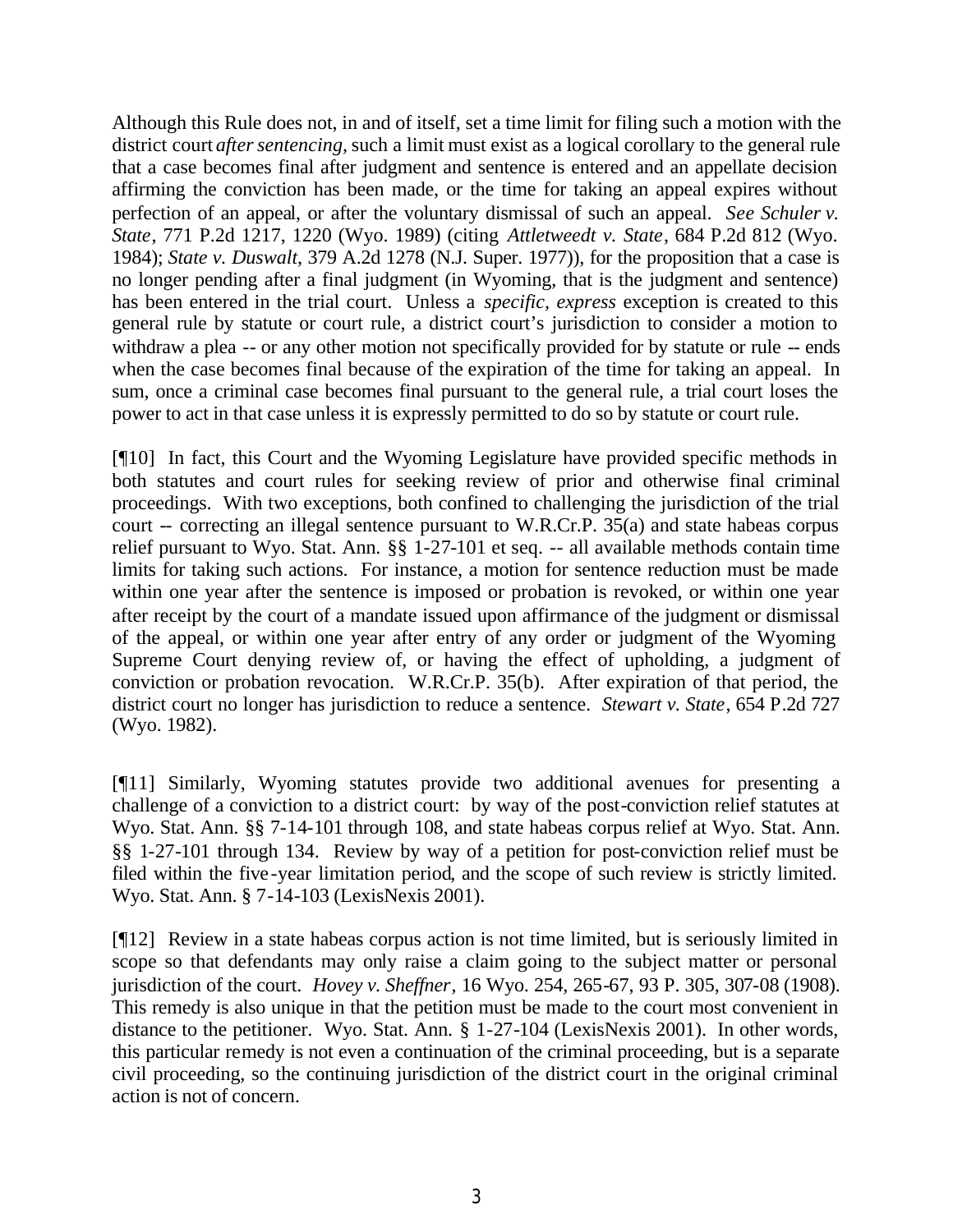Although this Rule does not, in and of itself, set a time limit for filing such a motion with the district court *after sentencing*, such a limit must exist as a logical corollary to the general rule that a case becomes final after judgment and sentence is entered and an appellate decision affirming the conviction has been made, or the time for taking an appeal expires without perfection of an appeal, or after the voluntary dismissal of such an appeal. *See Schuler v. State*, 771 P.2d 1217, 1220 (Wyo. 1989) (citing *Attletweedt v. State*, 684 P.2d 812 (Wyo. 1984); *State v. Duswalt*, 379 A.2d 1278 (N.J. Super. 1977)), for the proposition that a case is no longer pending after a final judgment (in Wyoming, that is the judgment and sentence) has been entered in the trial court. Unless a *specific, express* exception is created to this general rule by statute or court rule, a district court's jurisdiction to consider a motion to withdraw a plea -- or any other motion not specifically provided for by statute or rule -- ends when the case becomes final because of the expiration of the time for taking an appeal. In sum, once a criminal case becomes final pursuant to the general rule, a trial court loses the power to act in that case unless it is expressly permitted to do so by statute or court rule.

[¶10] In fact, this Court and the Wyoming Legislature have provided specific methods in both statutes and court rules for seeking review of prior and otherwise final criminal proceedings. With two exceptions, both confined to challenging the jurisdiction of the trial court -- correcting an illegal sentence pursuant to W.R.Cr.P. 35(a) and state habeas corpus relief pursuant to Wyo. Stat. Ann. §§ 1-27-101 et seq. -- all available methods contain time limits for taking such actions. For instance, a motion for sentence reduction must be made within one year after the sentence is imposed or probation is revoked, or within one year after receipt by the court of a mandate issued upon affirmance of the judgment or dismissal of the appeal, or within one year after entry of any order or judgment of the Wyoming Supreme Court denying review of, or having the effect of upholding, a judgment of conviction or probation revocation. W.R.Cr.P. 35(b). After expiration of that period, the district court no longer has jurisdiction to reduce a sentence. *Stewart v. State*, 654 P.2d 727 (Wyo. 1982).

[¶11] Similarly, Wyoming statutes provide two additional avenues for presenting a challenge of a conviction to a district court: by way of the post-conviction relief statutes at Wyo. Stat. Ann. §§ 7-14-101 through 108, and state habeas corpus relief at Wyo. Stat. Ann. §§ 1-27-101 through 134. Review by way of a petition for post-conviction relief must be filed within the five-year limitation period, and the scope of such review is strictly limited. Wyo. Stat. Ann. § 7-14-103 (LexisNexis 2001).

[¶12] Review in a state habeas corpus action is not time limited, but is seriously limited in scope so that defendants may only raise a claim going to the subject matter or personal jurisdiction of the court. *Hovey v. Sheffner*, 16 Wyo. 254, 265-67, 93 P. 305, 307-08 (1908). This remedy is also unique in that the petition must be made to the court most convenient in distance to the petitioner. Wyo. Stat. Ann. § 1-27-104 (LexisNexis 2001). In other words, this particular remedy is not even a continuation of the criminal proceeding, but is a separate civil proceeding, so the continuing jurisdiction of the district court in the original criminal action is not of concern.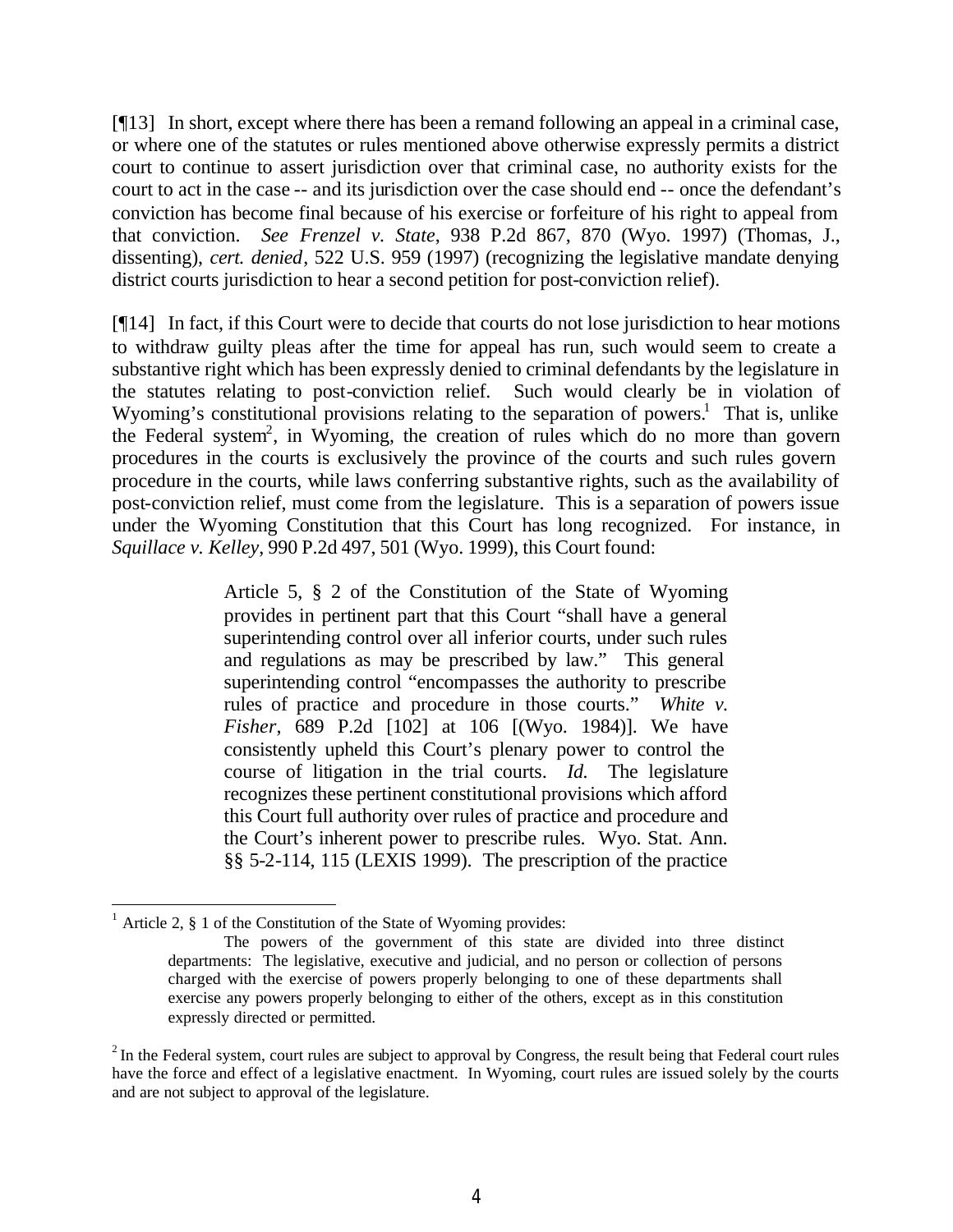[¶13] In short, except where there has been a remand following an appeal in a criminal case, or where one of the statutes or rules mentioned above otherwise expressly permits a district court to continue to assert jurisdiction over that criminal case, no authority exists for the court to act in the case -- and its jurisdiction over the case should end -- once the defendant's conviction has become final because of his exercise or forfeiture of his right to appeal from that conviction. *See Frenzel v. State*, 938 P.2d 867, 870 (Wyo. 1997) (Thomas, J., dissenting), *cert. denied*, 522 U.S. 959 (1997) (recognizing the legislative mandate denying district courts jurisdiction to hear a second petition for post-conviction relief).

[¶14] In fact, if this Court were to decide that courts do not lose jurisdiction to hear motions to withdraw guilty pleas after the time for appeal has run, such would seem to create a substantive right which has been expressly denied to criminal defendants by the legislature in the statutes relating to post-conviction relief. Such would clearly be in violation of Wyoming's constitutional provisions relating to the separation of powers.[1] That is, unlike the Federal system[2], in Wyoming, the creation of rules which do no more than govern procedures in the courts is exclusively the province of the courts and such rules govern procedure in the courts, while laws conferring substantive rights, such as the availability of post-conviction relief, must come from the legislature. This is a separation of powers issue under the Wyoming Constitution that this Court has long recognized. For instance, in *Squillace v. Kelley*, 990 P.2d 497, 501 (Wyo. 1999), this Court found:

> Article 5, § 2 of the Constitution of the State of Wyoming provides in pertinent part that this Court "shall have a general superintending control over all inferior courts, under such rules and regulations as may be prescribed by law." This general superintending control "encompasses the authority to prescribe rules of practice and procedure in those courts." *White v. Fisher*, 689 P.2d [102] at 106 [(Wyo. 1984)]. We have consistently upheld this Court's plenary power to control the course of litigation in the trial courts. *Id.* The legislature recognizes these pertinent constitutional provisions which afford this Court full authority over rules of practice and procedure and the Court's inherent power to prescribe rules. Wyo. Stat. Ann. §§ 5-2-114, 115 (LEXIS 1999). The prescription of the practice

---

[1] Article 2, § 1 of the Constitution of the State of Wyoming provides:

> The powers of the government of this state are divided into three distinct departments: The legislative, executive and judicial, and no person or collection of persons charged with the exercise of powers properly belonging to one of these departments shall exercise any powers properly belonging to either of the others, except as in this constitution expressly directed or permitted.

[2] In the Federal system, court rules are subject to approval by Congress, the result being that Federal court rules have the force and effect of a legislative enactment. In Wyoming, court rules are issued solely by the courts and are not subject to approval of the legislature.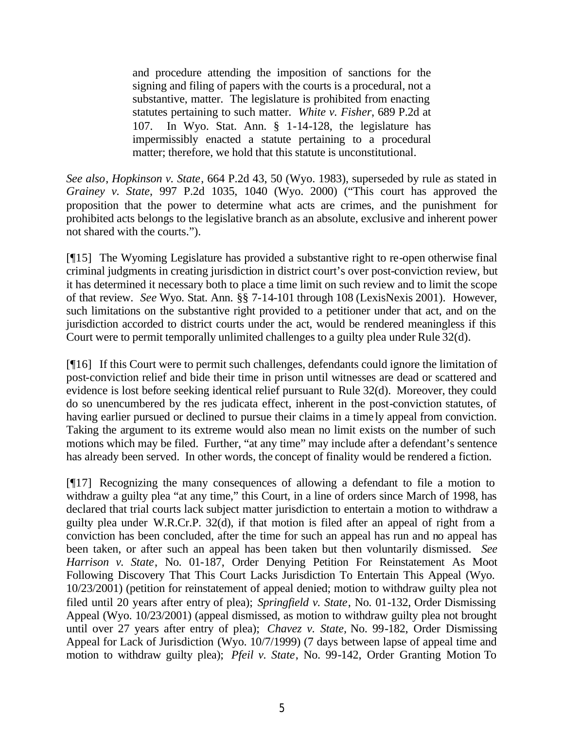> and procedure attending the imposition of sanctions for the signing and filing of papers with the courts is a procedural, not a substantive, matter. The legislature is prohibited from enacting statutes pertaining to such matter. *White v. Fisher*, 689 P.2d at 107. In Wyo. Stat. Ann. § 1-14-128, the legislature has impermissibly enacted a statute pertaining to a procedural matter; therefore, we hold that this statute is unconstitutional.

*See also*, *Hopkinson v. State*, 664 P.2d 43, 50 (Wyo. 1983), superseded by rule as stated in *Grainey v. State*, 997 P.2d 1035, 1040 (Wyo. 2000) ("This court has approved the proposition that the power to determine what acts are crimes, and the punishment for prohibited acts belongs to the legislative branch as an absolute, exclusive and inherent power not shared with the courts.").

[¶15] The Wyoming Legislature has provided a substantive right to re-open otherwise final criminal judgments in creating jurisdiction in district court's over post-conviction review, but it has determined it necessary both to place a time limit on such review and to limit the scope of that review. *See* Wyo. Stat. Ann. §§ 7-14-101 through 108 (LexisNexis 2001). However, such limitations on the substantive right provided to a petitioner under that act, and on the jurisdiction accorded to district courts under the act, would be rendered meaningless if this Court were to permit temporally unlimited challenges to a guilty plea under Rule 32(d).

[¶16] If this Court were to permit such challenges, defendants could ignore the limitation of post-conviction relief and bide their time in prison until witnesses are dead or scattered and evidence is lost before seeking identical relief pursuant to Rule 32(d). Moreover, they could do so unencumbered by the res judicata effect, inherent in the post-conviction statutes, of having earlier pursued or declined to pursue their claims in a timely appeal from conviction. Taking the argument to its extreme would also mean no limit exists on the number of such motions which may be filed. Further, "at any time" may include after a defendant's sentence has already been served. In other words, the concept of finality would be rendered a fiction.

[¶17] Recognizing the many consequences of allowing a defendant to file a motion to withdraw a guilty plea "at any time," this Court, in a line of orders since March of 1998, has declared that trial courts lack subject matter jurisdiction to entertain a motion to withdraw a guilty plea under W.R.Cr.P. 32(d), if that motion is filed after an appeal of right from a conviction has been concluded, after the time for such an appeal has run and no appeal has been taken, or after such an appeal has been taken but then voluntarily dismissed. *See Harrison v. State*, No. 01-187, Order Denying Petition For Reinstatement As Moot Following Discovery That This Court Lacks Jurisdiction To Entertain This Appeal (Wyo. 10/23/2001) (petition for reinstatement of appeal denied; motion to withdraw guilty plea not filed until 20 years after entry of plea); *Springfield v. State*, No. 01-132, Order Dismissing Appeal (Wyo. 10/23/2001) (appeal dismissed, as motion to withdraw guilty plea not brought until over 27 years after entry of plea); *Chavez v. State*, No. 99-182, Order Dismissing Appeal for Lack of Jurisdiction (Wyo. 10/7/1999) (7 days between lapse of appeal time and motion to withdraw guilty plea); *Pfeil v. State*, No. 99-142, Order Granting Motion To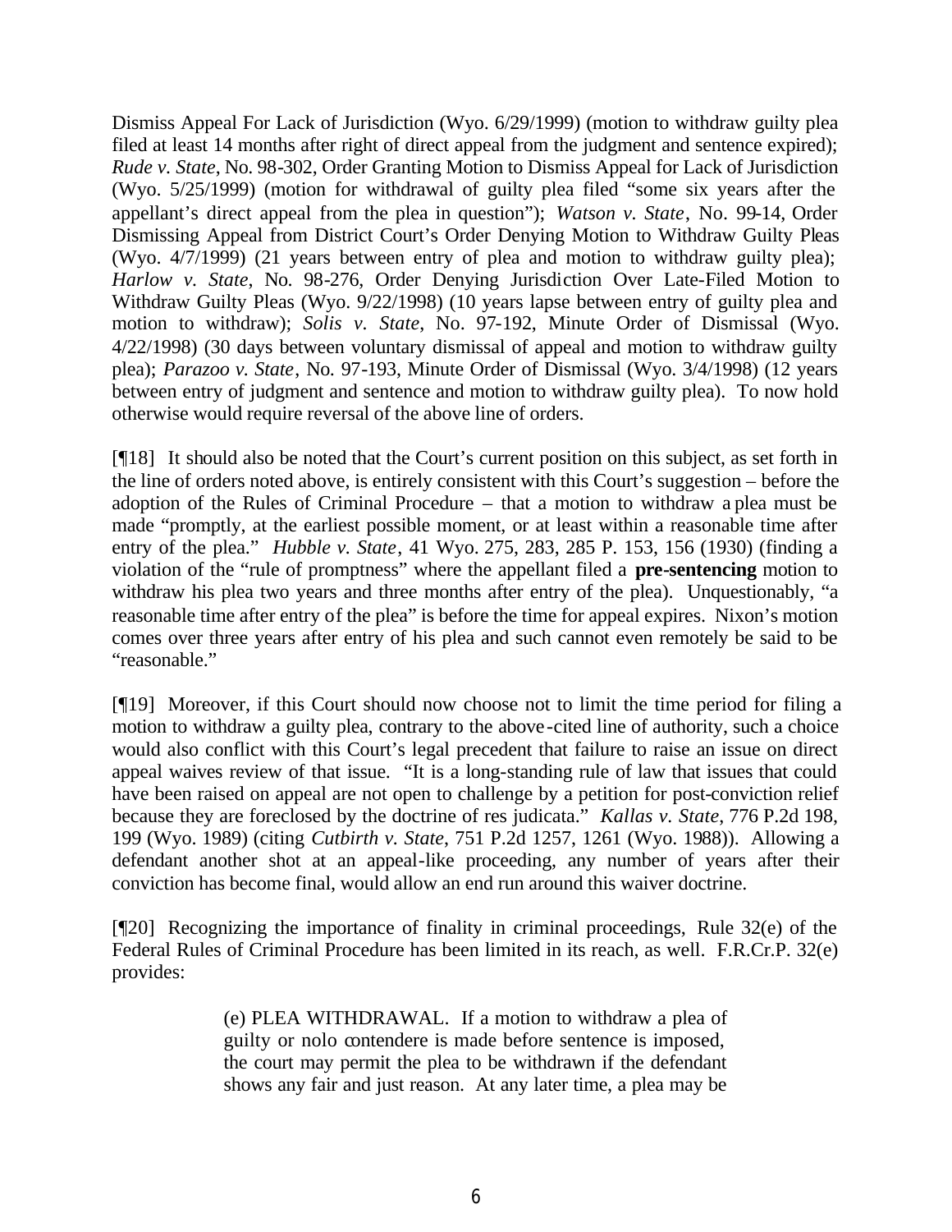Dismiss Appeal For Lack of Jurisdiction (Wyo. 6/29/1999) (motion to withdraw guilty plea filed at least 14 months after right of direct appeal from the judgment and sentence expired); *Rude v. State*, No. 98-302, Order Granting Motion to Dismiss Appeal for Lack of Jurisdiction (Wyo. 5/25/1999) (motion for withdrawal of guilty plea filed "some six years after the appellant's direct appeal from the plea in question"); *Watson v. State*, No. 99-14, Order Dismissing Appeal from District Court's Order Denying Motion to Withdraw Guilty Pleas (Wyo. 4/7/1999) (21 years between entry of plea and motion to withdraw guilty plea); *Harlow v. State*, No. 98-276, Order Denying Jurisdiction Over Late-Filed Motion to Withdraw Guilty Pleas (Wyo. 9/22/1998) (10 years lapse between entry of guilty plea and motion to withdraw); *Solis v. State*, No. 97-192, Minute Order of Dismissal (Wyo. 4/22/1998) (30 days between voluntary dismissal of appeal and motion to withdraw guilty plea); *Parazoo v. State*, No. 97-193, Minute Order of Dismissal (Wyo. 3/4/1998) (12 years between entry of judgment and sentence and motion to withdraw guilty plea). To now hold otherwise would require reversal of the above line of orders.

[¶18] It should also be noted that the Court's current position on this subject, as set forth in the line of orders noted above, is entirely consistent with this Court's suggestion – before the adoption of the Rules of Criminal Procedure – that a motion to withdraw a plea must be made "promptly, at the earliest possible moment, or at least within a reasonable time after entry of the plea." *Hubble v. State*, 41 Wyo. 275, 283, 285 P. 153, 156 (1930) (finding a violation of the "rule of promptness" where the appellant filed a **pre-sentencing** motion to withdraw his plea two years and three months after entry of the plea). Unquestionably, "a reasonable time after entry of the plea" is before the time for appeal expires. Nixon's motion comes over three years after entry of his plea and such cannot even remotely be said to be "reasonable."

[¶19] Moreover, if this Court should now choose not to limit the time period for filing a motion to withdraw a guilty plea, contrary to the above-cited line of authority, such a choice would also conflict with this Court's legal precedent that failure to raise an issue on direct appeal waives review of that issue. "It is a long-standing rule of law that issues that could have been raised on appeal are not open to challenge by a petition for post-conviction relief because they are foreclosed by the doctrine of res judicata." *Kallas v. State*, 776 P.2d 198, 199 (Wyo. 1989) (citing *Cutbirth v. State*, 751 P.2d 1257, 1261 (Wyo. 1988)). Allowing a defendant another shot at an appeal-like proceeding, any number of years after their conviction has become final, would allow an end run around this waiver doctrine.

[¶20] Recognizing the importance of finality in criminal proceedings, Rule 32(e) of the Federal Rules of Criminal Procedure has been limited in its reach, as well. F.R.Cr.P. 32(e) provides:

> (e) PLEA WITHDRAWAL. If a motion to withdraw a plea of guilty or nolo contendere is made before sentence is imposed, the court may permit the plea to be withdrawn if the defendant shows any fair and just reason. At any later time, a plea may be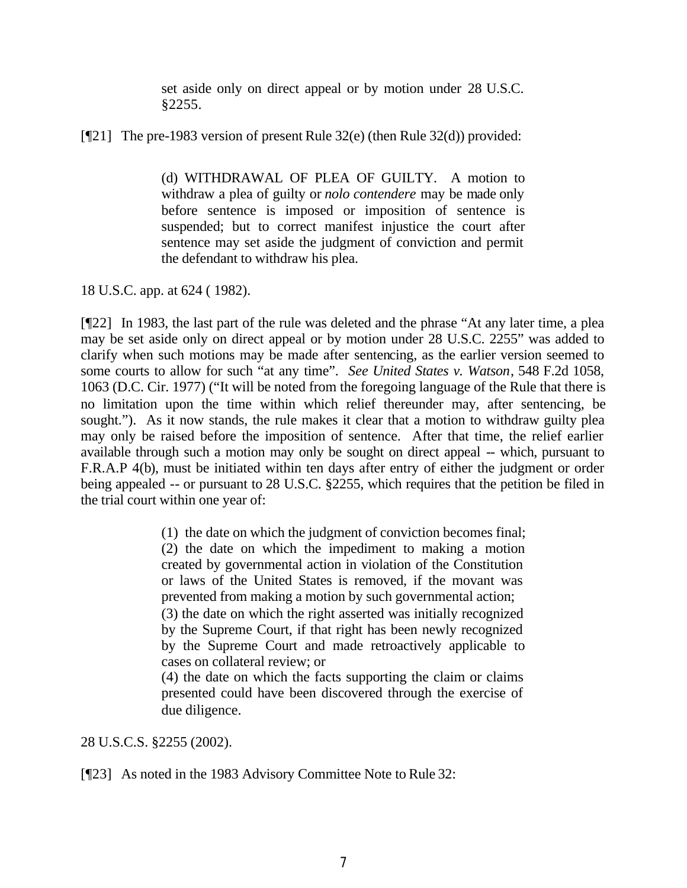> set aside only on direct appeal or by motion under 28 U.S.C. §2255.

[¶21] The pre-1983 version of present Rule 32(e) (then Rule 32(d)) provided:

> (d) WITHDRAWAL OF PLEA OF GUILTY. A motion to withdraw a plea of guilty or *nolo contendere* may be made only before sentence is imposed or imposition of sentence is suspended; but to correct manifest injustice the court after sentence may set aside the judgment of conviction and permit the defendant to withdraw his plea.

18 U.S.C. app. at 624 ( 1982).

[¶22] In 1983, the last part of the rule was deleted and the phrase "At any later time, a plea may be set aside only on direct appeal or by motion under 28 U.S.C. 2255" was added to clarify when such motions may be made after sentencing, as the earlier version seemed to some courts to allow for such "at any time". *See United States v. Watson*, 548 F.2d 1058, 1063 (D.C. Cir. 1977) ("It will be noted from the foregoing language of the Rule that there is no limitation upon the time within which relief thereunder may, after sentencing, be sought."). As it now stands, the rule makes it clear that a motion to withdraw guilty plea may only be raised before the imposition of sentence. After that time, the relief earlier available through such a motion may only be sought on direct appeal -- which, pursuant to F.R.A.P 4(b), must be initiated within ten days after entry of either the judgment or order being appealed -- or pursuant to 28 U.S.C. §2255, which requires that the petition be filed in the trial court within one year of:

> (1) the date on which the judgment of conviction becomes final;
> (2) the date on which the impediment to making a motion created by governmental action in violation of the Constitution or laws of the United States is removed, if the movant was prevented from making a motion by such governmental action;
> (3) the date on which the right asserted was initially recognized by the Supreme Court, if that right has been newly recognized by the Supreme Court and made retroactively applicable to cases on collateral review; or
> (4) the date on which the facts supporting the claim or claims presented could have been discovered through the exercise of due diligence.

28 U.S.C.S. §2255 (2002).

[¶23] As noted in the 1983 Advisory Committee Note to Rule 32: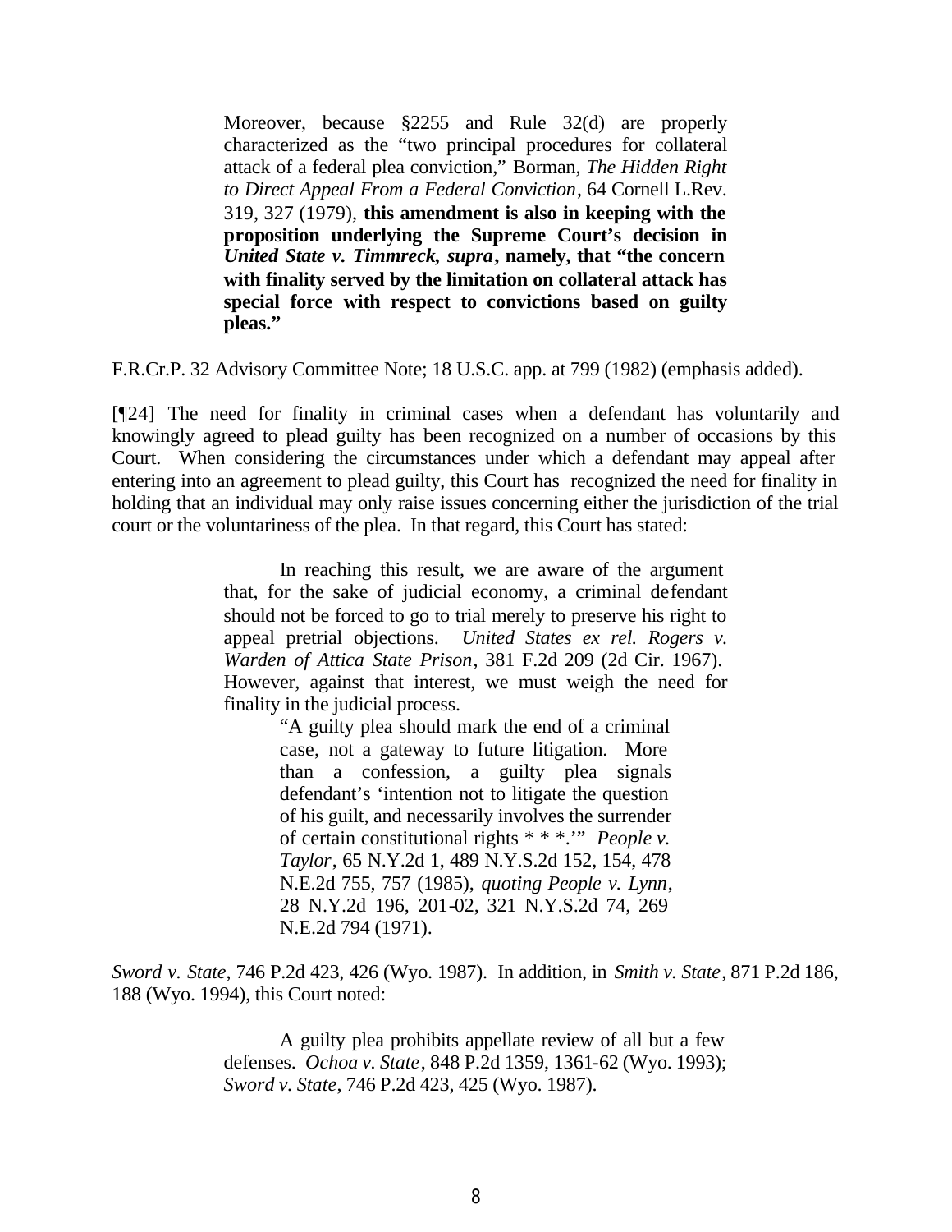> Moreover, because §2255 and Rule 32(d) are properly characterized as the "two principal procedures for collateral attack of a federal plea conviction," Borman, *The Hidden Right to Direct Appeal From a Federal Conviction*, 64 Cornell L.Rev. 319, 327 (1979), **this amendment is also in keeping with the proposition underlying the Supreme Court's decision in *United State v. Timmreck, supra*, namely, that "the concern with finality served by the limitation on collateral attack has special force with respect to convictions based on guilty pleas."**

F.R.Cr.P. 32 Advisory Committee Note; 18 U.S.C. app. at 799 (1982) (emphasis added).

[¶24] The need for finality in criminal cases when a defendant has voluntarily and knowingly agreed to plead guilty has been recognized on a number of occasions by this Court. When considering the circumstances under which a defendant may appeal after entering into an agreement to plead guilty, this Court has recognized the need for finality in holding that an individual may only raise issues concerning either the jurisdiction of the trial court or the voluntariness of the plea. In that regard, this Court has stated:

> In reaching this result, we are aware of the argument that, for the sake of judicial economy, a criminal defendant should not be forced to go to trial merely to preserve his right to appeal pretrial objections. *United States ex rel. Rogers v. Warden of Attica State Prison*, 381 F.2d 209 (2d Cir. 1967). However, against that interest, we must weigh the need for finality in the judicial process.
>
> > "A guilty plea should mark the end of a criminal case, not a gateway to future litigation. More than a confession, a guilty plea signals defendant's 'intention not to litigate the question of his guilt, and necessarily involves the surrender of certain constitutional rights * * *.'" *People v. Taylor*, 65 N.Y.2d 1, 489 N.Y.S.2d 152, 154, 478 N.E.2d 755, 757 (1985), *quoting People v. Lynn*, 28 N.Y.2d 196, 201-02, 321 N.Y.S.2d 74, 269 N.E.2d 794 (1971).

*Sword v. State*, 746 P.2d 423, 426 (Wyo. 1987). In addition, in *Smith v. State*, 871 P.2d 186, 188 (Wyo. 1994), this Court noted:

> A guilty plea prohibits appellate review of all but a few defenses. *Ochoa v. State*, 848 P.2d 1359, 1361-62 (Wyo. 1993); *Sword v. State*, 746 P.2d 423, 425 (Wyo. 1987).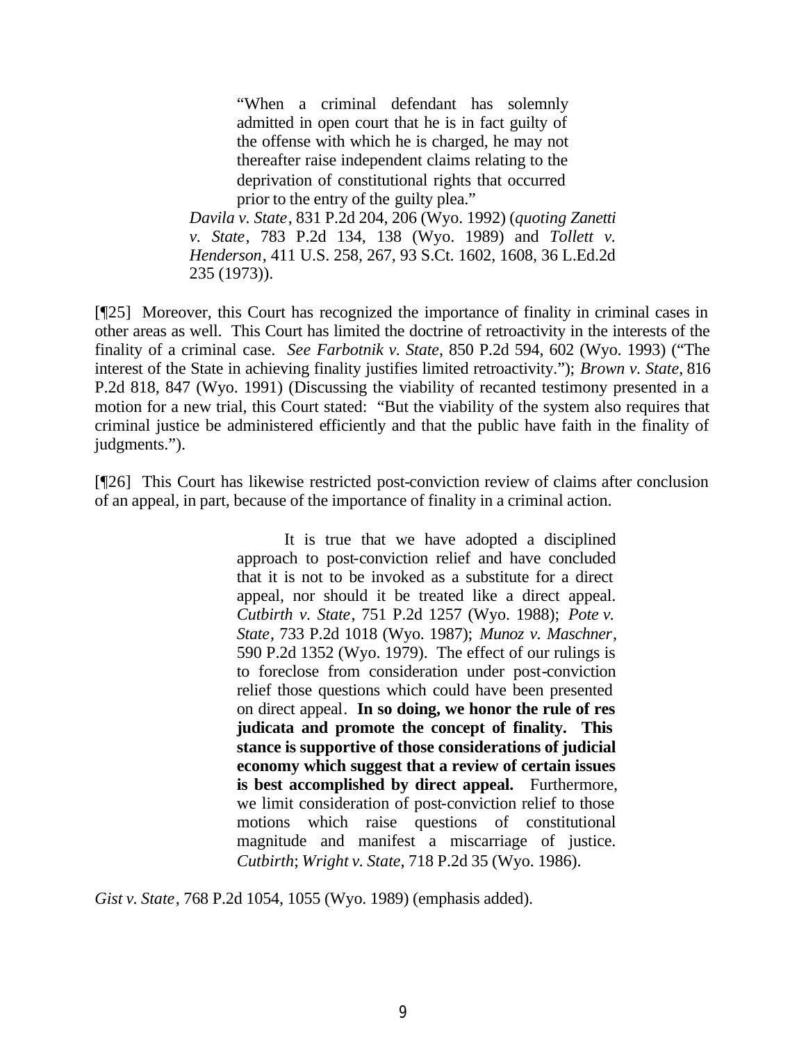> "When a criminal defendant has solemnly admitted in open court that he is in fact guilty of the offense with which he is charged, he may not thereafter raise independent claims relating to the deprivation of constitutional rights that occurred prior to the entry of the guilty plea."
>
> *Davila v. State*, 831 P.2d 204, 206 (Wyo. 1992) (*quoting Zanetti v. State*, 783 P.2d 134, 138 (Wyo. 1989) and *Tollett v. Henderson*, 411 U.S. 258, 267, 93 S.Ct. 1602, 1608, 36 L.Ed.2d 235 (1973)).

[¶25] Moreover, this Court has recognized the importance of finality in criminal cases in other areas as well. This Court has limited the doctrine of retroactivity in the interests of the finality of a criminal case. *See Farbotnik v. State*, 850 P.2d 594, 602 (Wyo. 1993) ("The interest of the State in achieving finality justifies limited retroactivity."); *Brown v. State*, 816 P.2d 818, 847 (Wyo. 1991) (Discussing the viability of recanted testimony presented in a motion for a new trial, this Court stated: "But the viability of the system also requires that criminal justice be administered efficiently and that the public have faith in the finality of judgments.").

[¶26] This Court has likewise restricted post-conviction review of claims after conclusion of an appeal, in part, because of the importance of finality in a criminal action.

> It is true that we have adopted a disciplined approach to post-conviction relief and have concluded that it is not to be invoked as a substitute for a direct appeal, nor should it be treated like a direct appeal. *Cutbirth v. State*, 751 P.2d 1257 (Wyo. 1988); *Pote v. State*, 733 P.2d 1018 (Wyo. 1987); *Munoz v. Maschner*, 590 P.2d 1352 (Wyo. 1979). The effect of our rulings is to foreclose from consideration under post-conviction relief those questions which could have been presented on direct appeal. **In so doing, we honor the rule of res judicata and promote the concept of finality. This stance is supportive of those considerations of judicial economy which suggest that a review of certain issues is best accomplished by direct appeal.** Furthermore, we limit consideration of post-conviction relief to those motions which raise questions of constitutional magnitude and manifest a miscarriage of justice. *Cutbirth*; *Wright v. State*, 718 P.2d 35 (Wyo. 1986).

*Gist v. State*, 768 P.2d 1054, 1055 (Wyo. 1989) (emphasis added).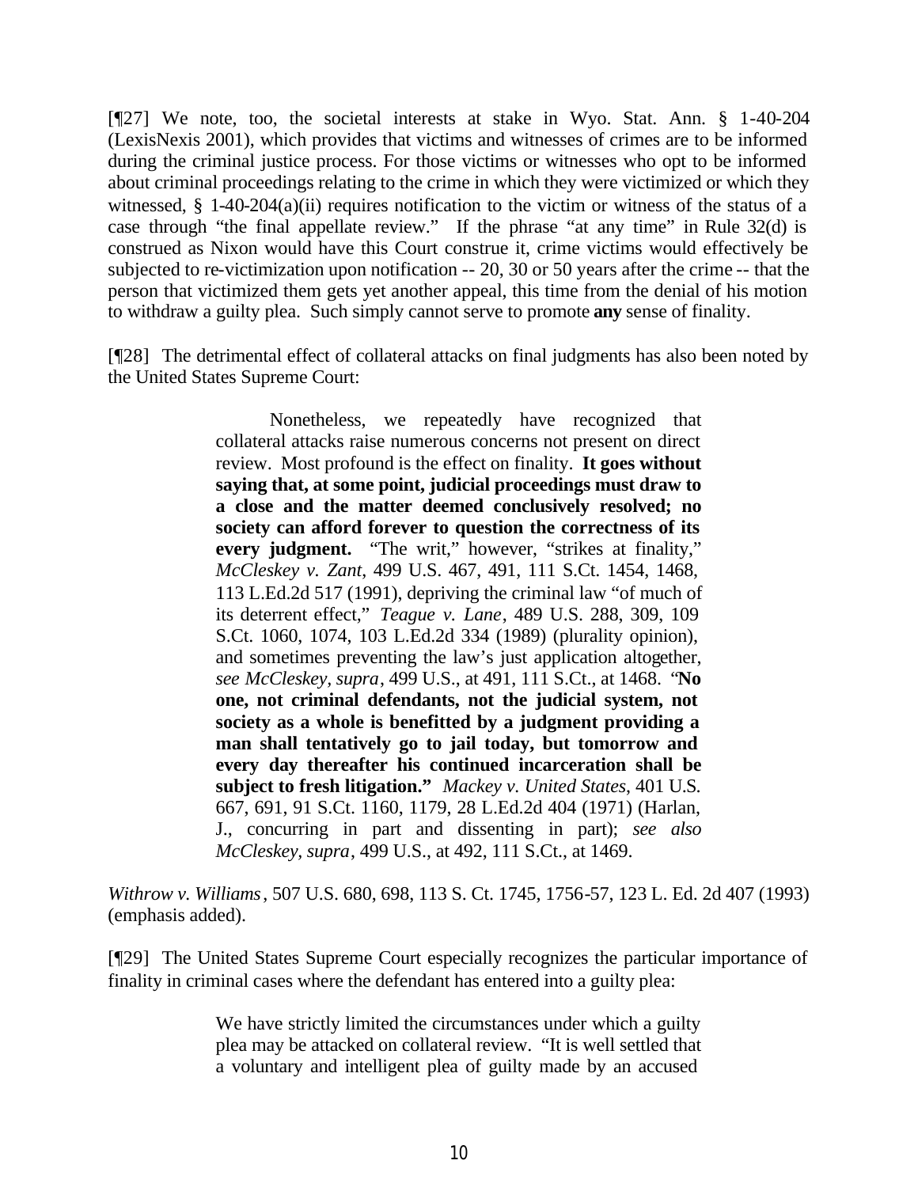[¶27] We note, too, the societal interests at stake in Wyo. Stat. Ann. § 1-40-204 (LexisNexis 2001), which provides that victims and witnesses of crimes are to be informed during the criminal justice process. For those victims or witnesses who opt to be informed about criminal proceedings relating to the crime in which they were victimized or which they witnessed, § 1-40-204(a)(ii) requires notification to the victim or witness of the status of a case through "the final appellate review." If the phrase "at any time" in Rule 32(d) is construed as Nixon would have this Court construe it, crime victims would effectively be subjected to re-victimization upon notification -- 20, 30 or 50 years after the crime -- that the person that victimized them gets yet another appeal, this time from the denial of his motion to withdraw a guilty plea. Such simply cannot serve to promote **any** sense of finality.

[¶28] The detrimental effect of collateral attacks on final judgments has also been noted by the United States Supreme Court:

> Nonetheless, we repeatedly have recognized that collateral attacks raise numerous concerns not present on direct review. Most profound is the effect on finality. **It goes without saying that, at some point, judicial proceedings must draw to a close and the matter deemed conclusively resolved; no society can afford forever to question the correctness of its every judgment.** "The writ," however, "strikes at finality," *McCleskey v. Zant*, 499 U.S. 467, 491, 111 S.Ct. 1454, 1468, 113 L.Ed.2d 517 (1991), depriving the criminal law "of much of its deterrent effect," *Teague v. Lane*, 489 U.S. 288, 309, 109 S.Ct. 1060, 1074, 103 L.Ed.2d 334 (1989) (plurality opinion), and sometimes preventing the law's just application altogether, *see McCleskey, supra*, 499 U.S., at 491, 111 S.Ct., at 1468. "**No one, not criminal defendants, not the judicial system, not society as a whole is benefitted by a judgment providing a man shall tentatively go to jail today, but tomorrow and every day thereafter his continued incarceration shall be subject to fresh litigation."** *Mackey v. United States*, 401 U.S. 667, 691, 91 S.Ct. 1160, 1179, 28 L.Ed.2d 404 (1971) (Harlan, J., concurring in part and dissenting in part); *see also McCleskey, supra*, 499 U.S., at 492, 111 S.Ct., at 1469.

*Withrow v. Williams*, 507 U.S. 680, 698, 113 S. Ct. 1745, 1756-57, 123 L. Ed. 2d 407 (1993) (emphasis added).

[¶29] The United States Supreme Court especially recognizes the particular importance of finality in criminal cases where the defendant has entered into a guilty plea:

> We have strictly limited the circumstances under which a guilty plea may be attacked on collateral review. "It is well settled that a voluntary and intelligent plea of guilty made by an accused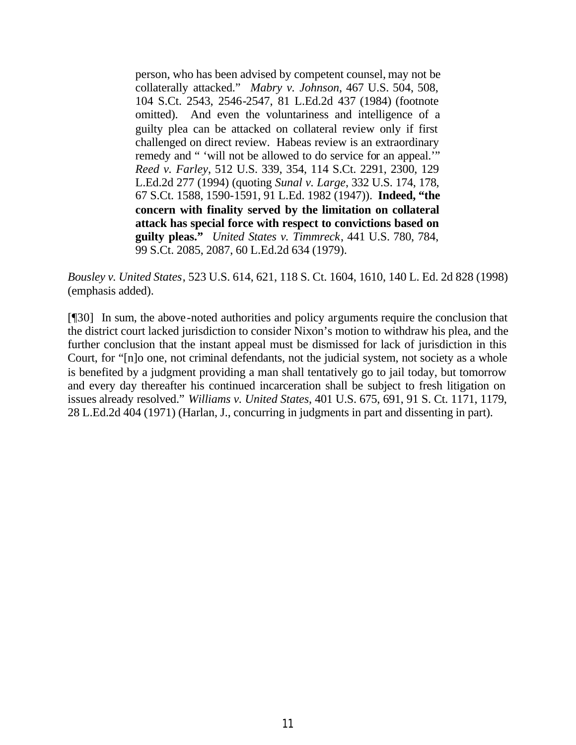> person, who has been advised by competent counsel, may not be collaterally attacked." *Mabry v. Johnson*, 467 U.S. 504, 508, 104 S.Ct. 2543, 2546-2547, 81 L.Ed.2d 437 (1984) (footnote omitted). And even the voluntariness and intelligence of a guilty plea can be attacked on collateral review only if first challenged on direct review. Habeas review is an extraordinary remedy and " 'will not be allowed to do service for an appeal.'" *Reed v. Farley*, 512 U.S. 339, 354, 114 S.Ct. 2291, 2300, 129 L.Ed.2d 277 (1994) (quoting *Sunal v. Large*, 332 U.S. 174, 178, 67 S.Ct. 1588, 1590-1591, 91 L.Ed. 1982 (1947)). **Indeed, "the concern with finality served by the limitation on collateral attack has special force with respect to convictions based on guilty pleas."** *United States v. Timmreck*, 441 U.S. 780, 784, 99 S.Ct. 2085, 2087, 60 L.Ed.2d 634 (1979).

*Bousley v. United States*, 523 U.S. 614, 621, 118 S. Ct. 1604, 1610, 140 L. Ed. 2d 828 (1998) (emphasis added).

[¶30] In sum, the above-noted authorities and policy arguments require the conclusion that the district court lacked jurisdiction to consider Nixon's motion to withdraw his plea, and the further conclusion that the instant appeal must be dismissed for lack of jurisdiction in this Court, for "[n]o one, not criminal defendants, not the judicial system, not society as a whole is benefited by a judgment providing a man shall tentatively go to jail today, but tomorrow and every day thereafter his continued incarceration shall be subject to fresh litigation on issues already resolved." *Williams v. United States*, 401 U.S. 675, 691, 91 S. Ct. 1171, 1179, 28 L.Ed.2d 404 (1971) (Harlan, J., concurring in judgments in part and dissenting in part).